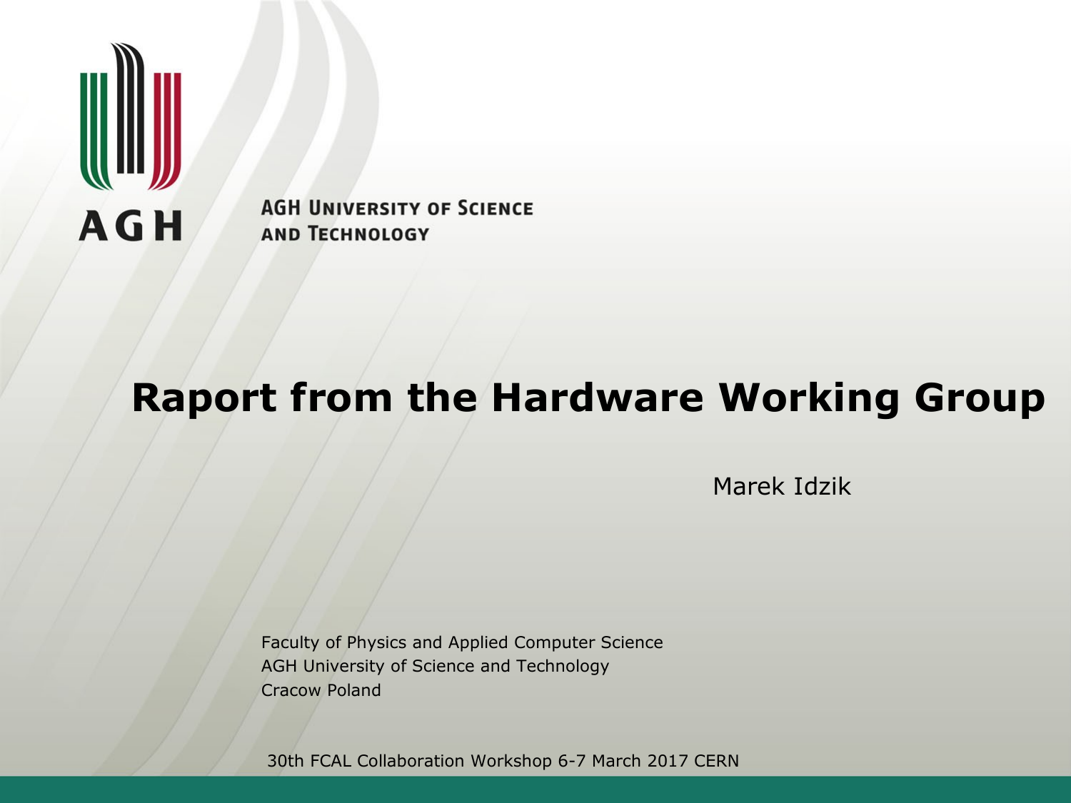AGH

AGH UNIVERSITY OF SCIENCE AND TECHNOLOGY

# Raport from the Hardware Working Group

Marek Idzik

Faculty of Physics and Applied Computer Science
AGH University of Science and Technology
Cracow Poland

30th FCAL Collaboration Workshop 6-7 March 2017 CERN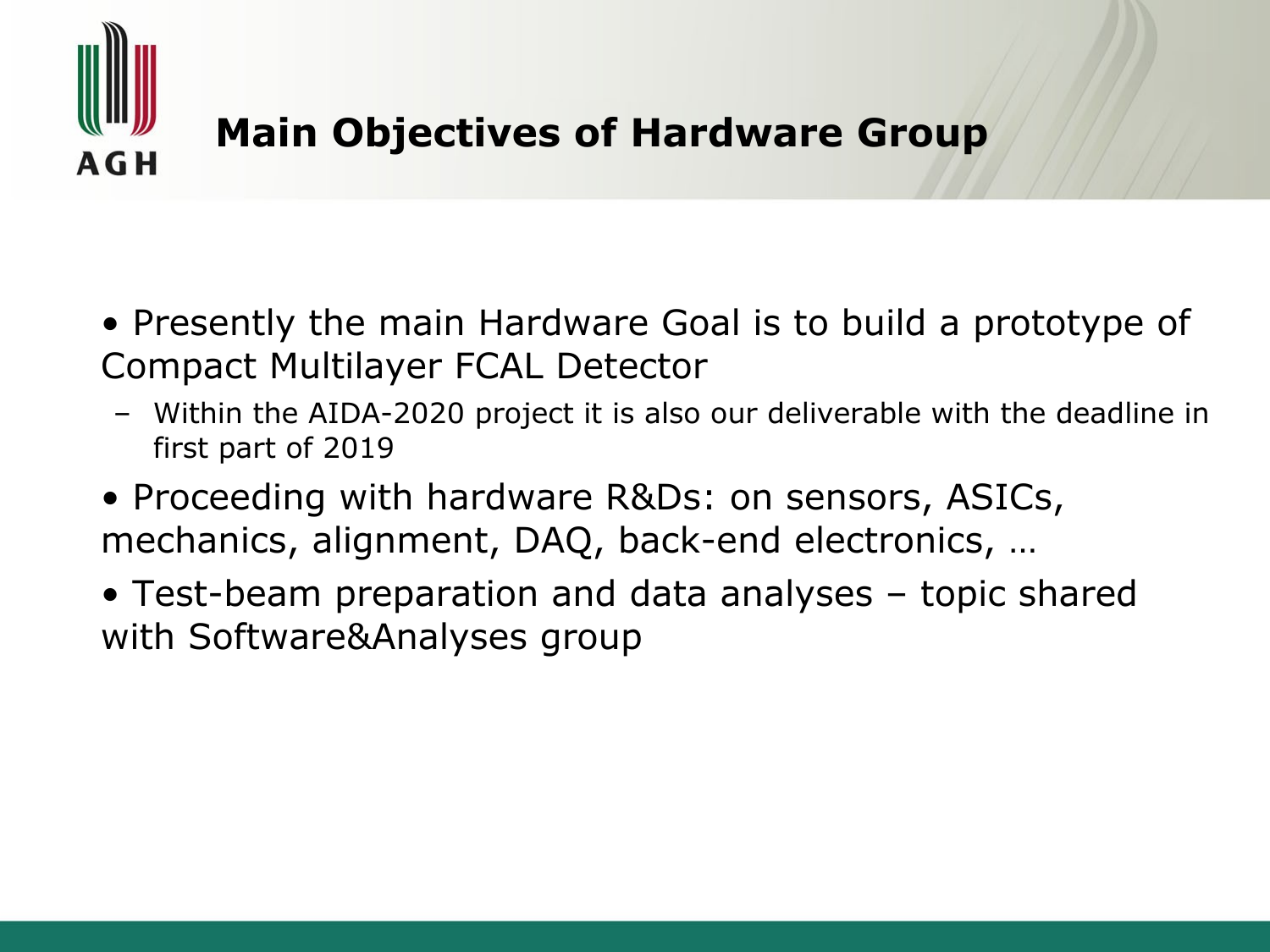# Main Objectives of Hardware Group

- Presently the main Hardware Goal is to build a prototype of Compact Multilayer FCAL Detector
  - Within the AIDA-2020 project it is also our deliverable with the deadline in first part of 2019
- Proceeding with hardware R&Ds: on sensors, ASICs, mechanics, alignment, DAQ, back-end electronics, …
- Test-beam preparation and data analyses – topic shared with Software&Analyses group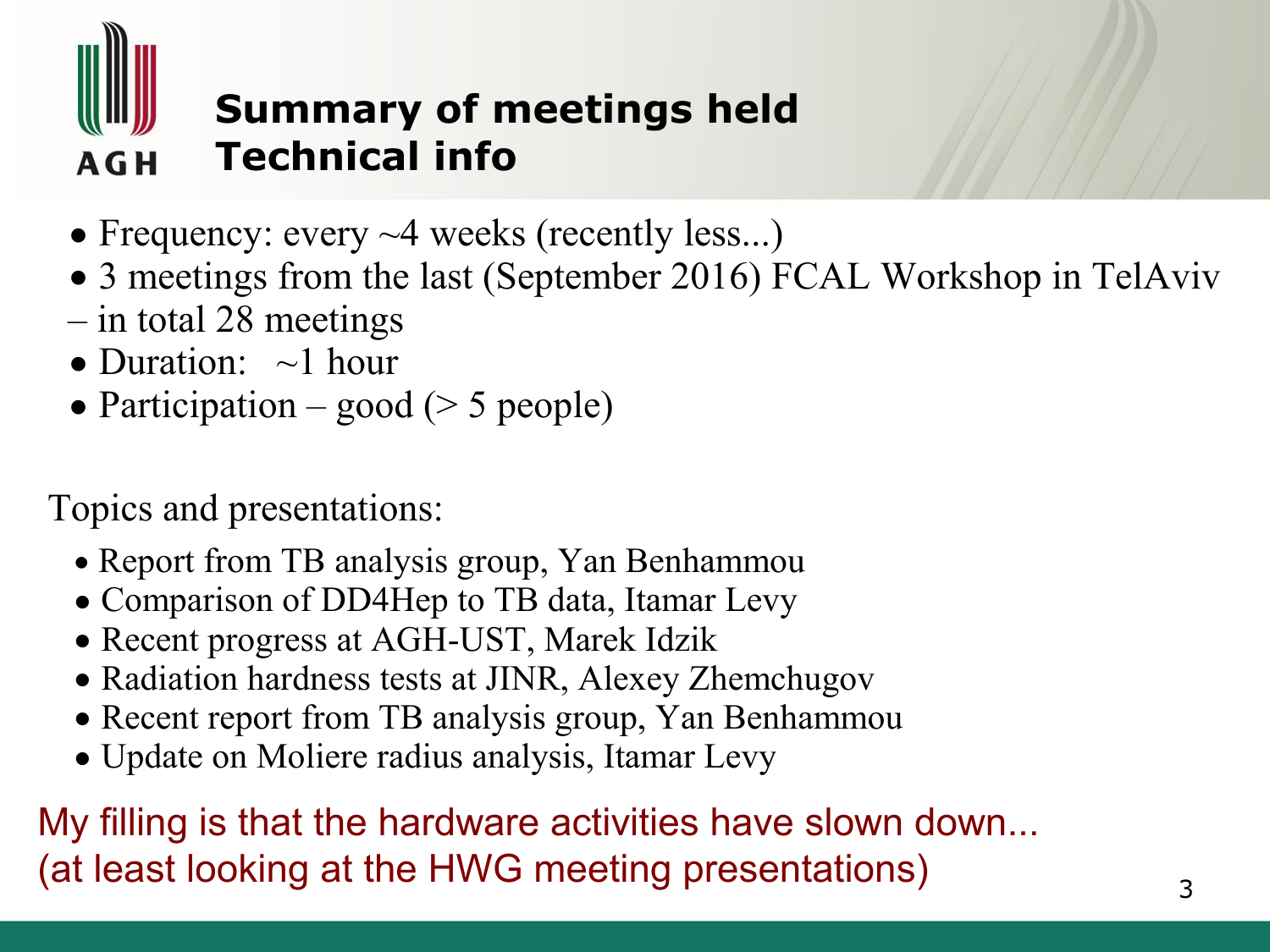## Summary of meetings held
## Technical info

- Frequency: every ~4 weeks (recently less...)
- 3 meetings from the last (September 2016) FCAL Workshop in TelAviv – in total 28 meetings
- Duration: ~1 hour
- Participation – good (> 5 people)

Topics and presentations:

- Report from TB analysis group, Yan Benhammou
- Comparison of DD4Hep to TB data, Itamar Levy
- Recent progress at AGH-UST, Marek Idzik
- Radiation hardness tests at JINR, Alexey Zhemchugov
- Recent report from TB analysis group, Yan Benhammou
- Update on Moliere radius analysis, Itamar Levy

My filling is that the hardware activities have slown down...
(at least looking at the HWG meeting presentations)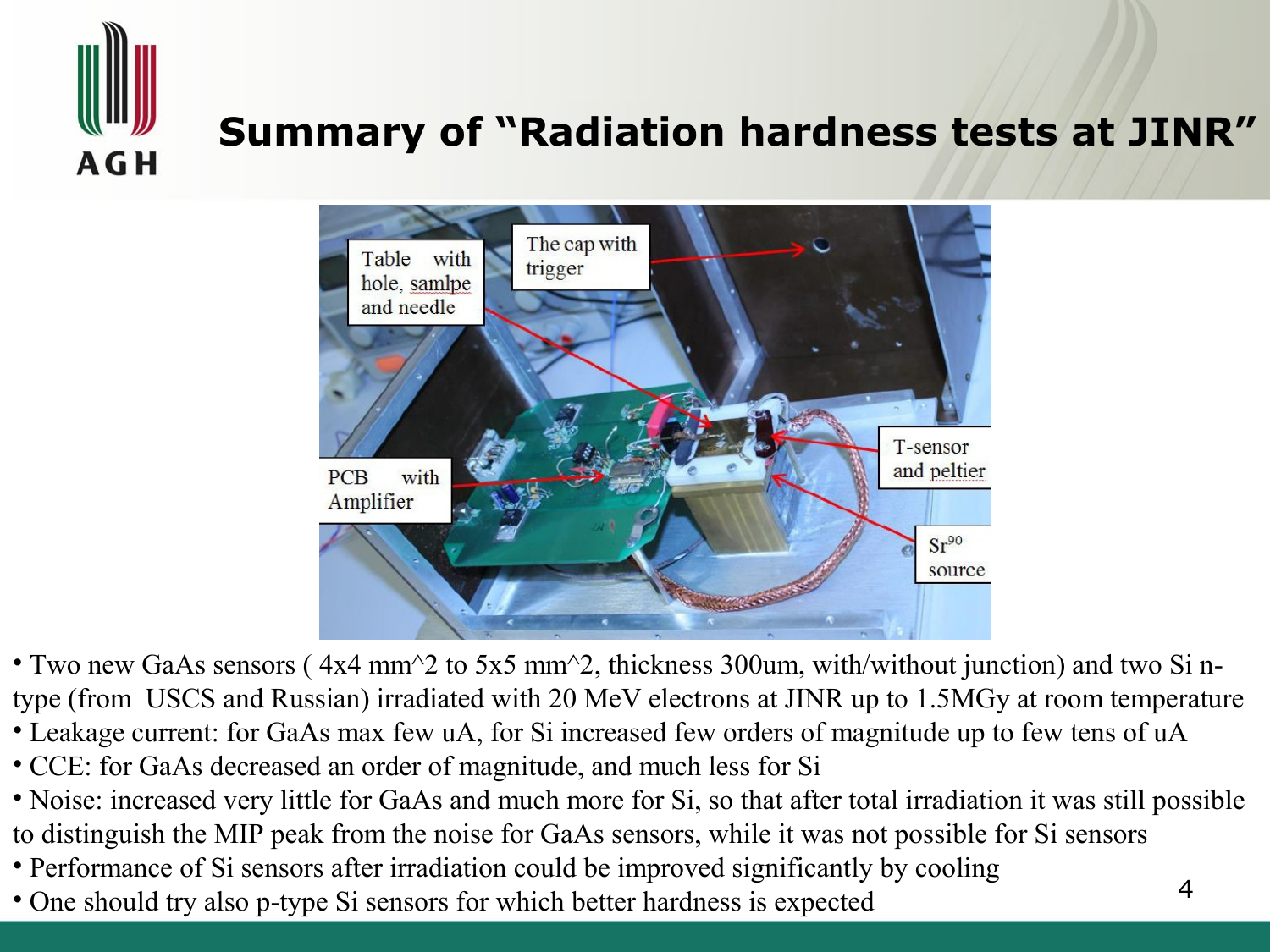# Summary of "Radiation hardness tests at JINR"

- Two new GaAs sensors ( 4x4 mm^2 to 5x5 mm^2, thickness 300um, with/without junction) and two Si n-type (from USCS and Russian) irradiated with 20 MeV electrons at JINR up to 1.5MGy at room temperature
- Leakage current: for GaAs max few uA, for Si increased few orders of magnitude up to few tens of uA
- CCE: for GaAs decreased an order of magnitude, and much less for Si
- Noise: increased very little for GaAs and much more for Si, so that after total irradiation it was still possible to distinguish the MIP peak from the noise for GaAs sensors, while it was not possible for Si sensors
- Performance of Si sensors after irradiation could be improved significantly by cooling
- One should try also p-type Si sensors for which better hardness is expected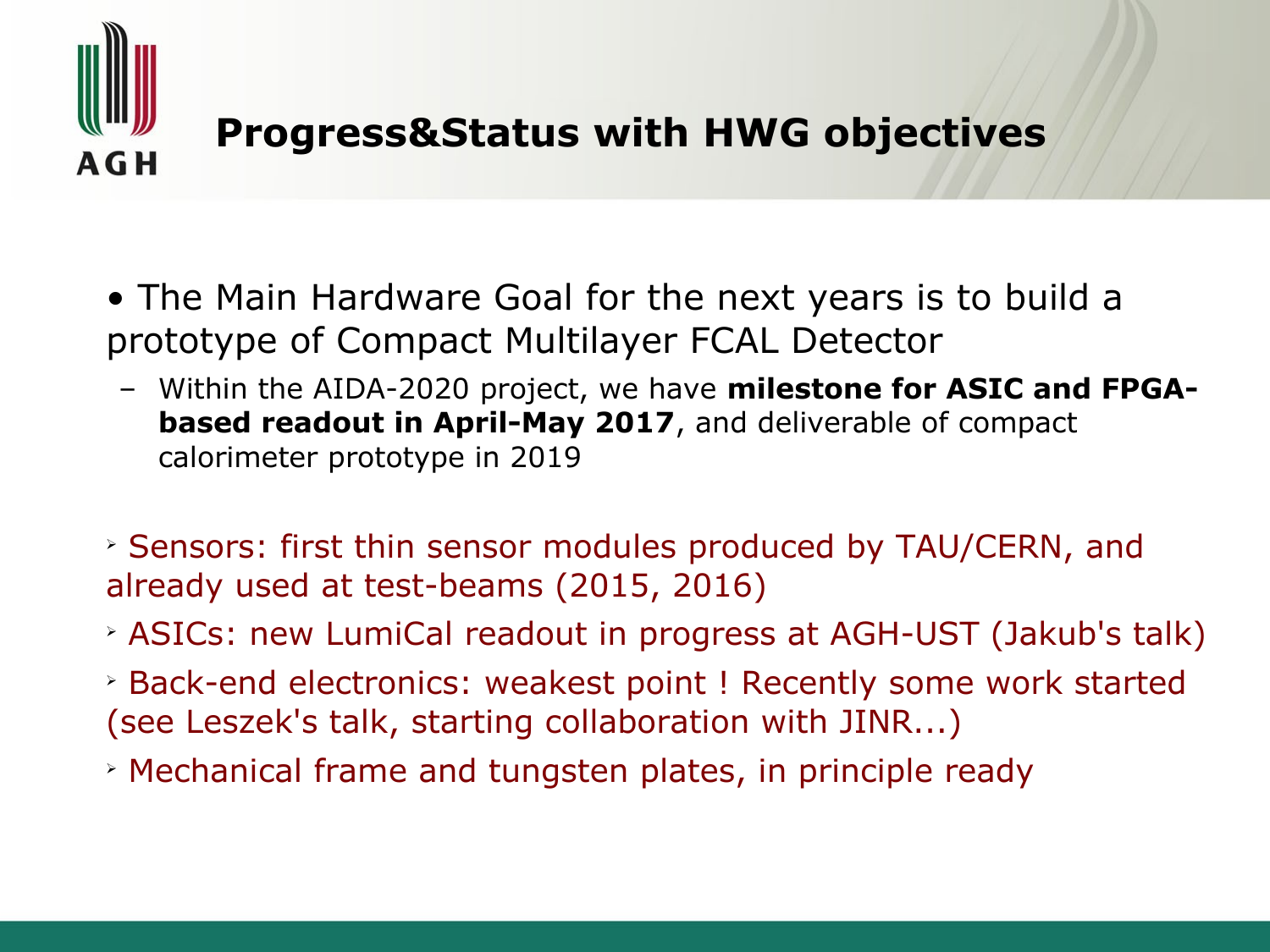# Progress&Status with HWG objectives

- The Main Hardware Goal for the next years is to build a prototype of Compact Multilayer FCAL Detector
  - Within the AIDA-2020 project, we have **milestone for ASIC and FPGA-based readout in April-May 2017**, and deliverable of compact calorimeter prototype in 2019

- Sensors: first thin sensor modules produced by TAU/CERN, and already used at test-beams (2015, 2016)
- ASICs: new LumiCal readout in progress at AGH-UST (Jakub's talk)
- Back-end electronics: weakest point ! Recently some work started (see Leszek's talk, starting collaboration with JINR...)
- Mechanical frame and tungsten plates, in principle ready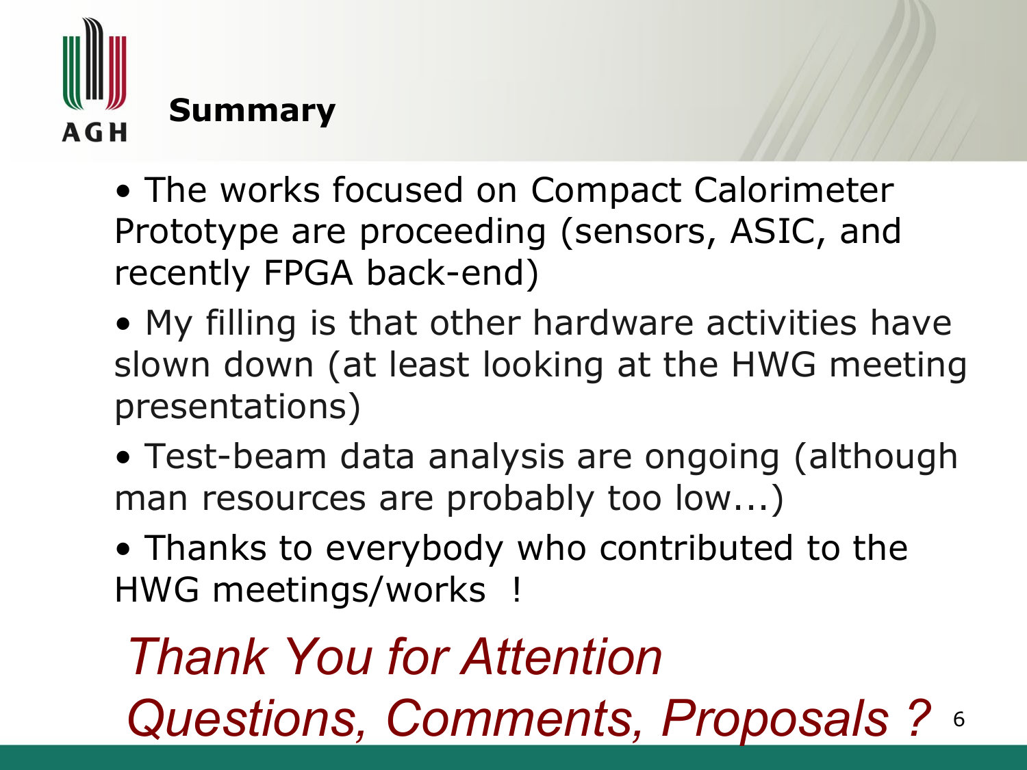## Summary

- The works focused on Compact Calorimeter Prototype are proceeding (sensors, ASIC, and recently FPGA back-end)
- My filling is that other hardware activities have slown down (at least looking at the HWG meeting presentations)
- Test-beam data analysis are ongoing (although man resources are probably too low...)
- Thanks to everybody who contributed to the HWG meetings/works !

*Thank You for Attention*

*Questions, Comments, Proposals ?*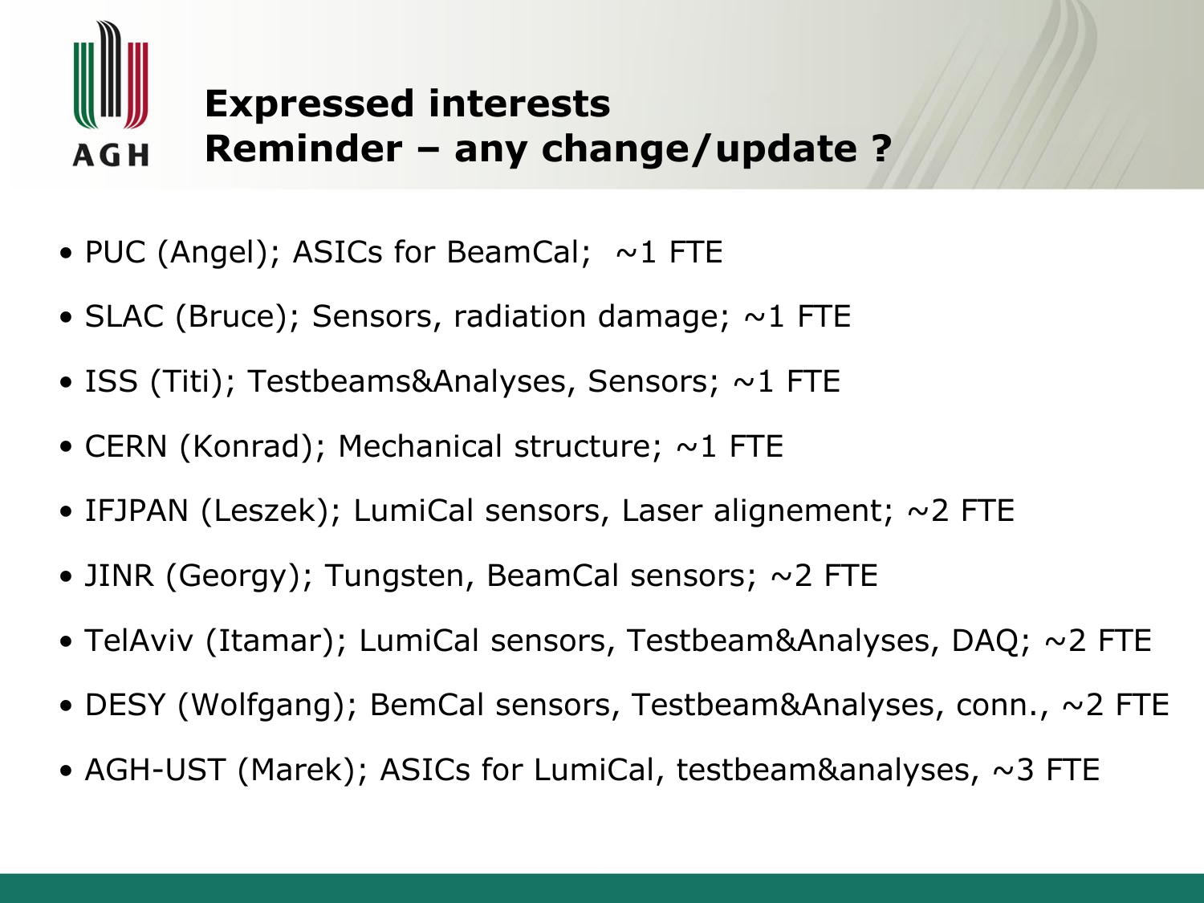# Expressed interests
# Reminder – any change/update ?

- PUC (Angel); ASICs for BeamCal; ~1 FTE
- SLAC (Bruce); Sensors, radiation damage; ~1 FTE
- ISS (Titi); Testbeams&Analyses, Sensors; ~1 FTE
- CERN (Konrad); Mechanical structure; ~1 FTE
- IFJPAN (Leszek); LumiCal sensors, Laser alignement; ~2 FTE
- JINR (Georgy); Tungsten, BeamCal sensors; ~2 FTE
- TelAviv (Itamar); LumiCal sensors, Testbeam&Analyses, DAQ; ~2 FTE
- DESY (Wolfgang); BemCal sensors, Testbeam&Analyses, conn., ~2 FTE
- AGH-UST (Marek); ASICs for LumiCal, testbeam&analyses, ~3 FTE